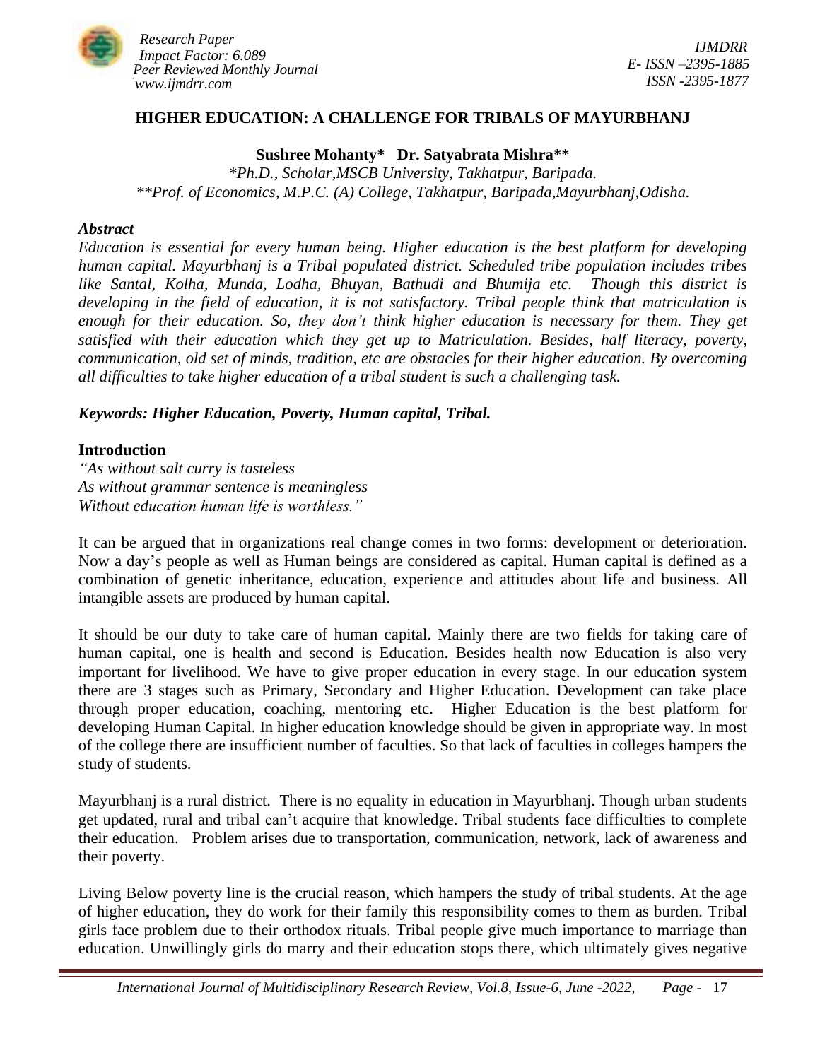# HIGHER EDUCATION: A CHALLENGE FOR TRIBALS OF MAYURBHANJ

**Sushree Mohanty\*   Dr. Satyabrata Mishra\*\***

*\*Ph.D., Scholar,MSCB University, Takhatpur, Baripada.*
*\*\*Prof. of Economics, M.P.C. (A) College, Takhatpur, Baripada,Mayurbhanj,Odisha.*

***Abstract***

*Education is essential for every human being. Higher education is the best platform for developing human capital. Mayurbhanj is a Tribal populated district. Scheduled tribe population includes tribes like Santal, Kolha, Munda, Lodha, Bhuyan, Bathudi and Bhumija etc. Though this district is developing in the field of education, it is not satisfactory. Tribal people think that matriculation is enough for their education. So, they don't think higher education is necessary for them. They get satisfied with their education which they get up to Matriculation. Besides, half literacy, poverty, communication, old set of minds, tradition, etc are obstacles for their higher education. By overcoming all difficulties to take higher education of a tribal student is such a challenging task.*

***Keywords: Higher Education, Poverty, Human capital, Tribal.***

## Introduction

*"As without salt curry is tasteless*
*As without grammar sentence is meaningless*
*Without education human life is worthless."*

It can be argued that in organizations real change comes in two forms: development or deterioration. Now a day's people as well as Human beings are considered as capital. Human capital is defined as a combination of genetic inheritance, education, experience and attitudes about life and business. All intangible assets are produced by human capital.

It should be our duty to take care of human capital. Mainly there are two fields for taking care of human capital, one is health and second is Education. Besides health now Education is also very important for livelihood. We have to give proper education in every stage. In our education system there are 3 stages such as Primary, Secondary and Higher Education. Development can take place through proper education, coaching, mentoring etc. Higher Education is the best platform for developing Human Capital. In higher education knowledge should be given in appropriate way. In most of the college there are insufficient number of faculties. So that lack of faculties in colleges hampers the study of students.

Mayurbhanj is a rural district. There is no equality in education in Mayurbhanj. Though urban students get updated, rural and tribal can't acquire that knowledge. Tribal students face difficulties to complete their education. Problem arises due to transportation, communication, network, lack of awareness and their poverty.

Living Below poverty line is the crucial reason, which hampers the study of tribal students. At the age of higher education, they do work for their family this responsibility comes to them as burden. Tribal girls face problem due to their orthodox rituals. Tribal people give much importance to marriage than education. Unwillingly girls do marry and their education stops there, which ultimately gives negative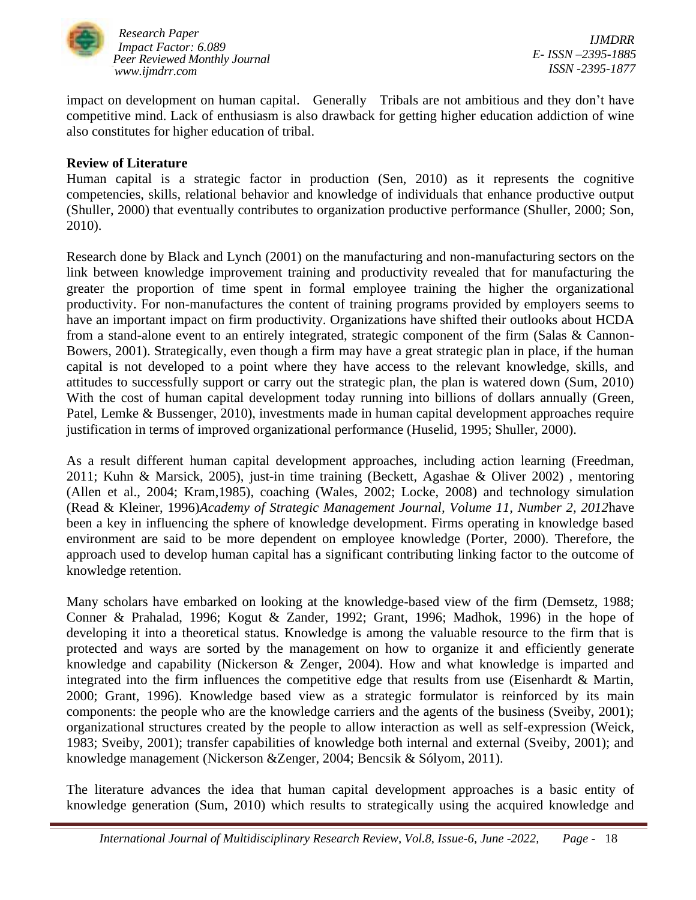impact on development on human capital. Generally Tribals are not ambitious and they don't have competitive mind. Lack of enthusiasm is also drawback for getting higher education addiction of wine also constitutes for higher education of tribal.

**Review of Literature**

Human capital is a strategic factor in production (Sen, 2010) as it represents the cognitive competencies, skills, relational behavior and knowledge of individuals that enhance productive output (Shuller, 2000) that eventually contributes to organization productive performance (Shuller, 2000; Son, 2010).

Research done by Black and Lynch (2001) on the manufacturing and non-manufacturing sectors on the link between knowledge improvement training and productivity revealed that for manufacturing the greater the proportion of time spent in formal employee training the higher the organizational productivity. For non-manufactures the content of training programs provided by employers seems to have an important impact on firm productivity. Organizations have shifted their outlooks about HCDA from a stand-alone event to an entirely integrated, strategic component of the firm (Salas & Cannon-Bowers, 2001). Strategically, even though a firm may have a great strategic plan in place, if the human capital is not developed to a point where they have access to the relevant knowledge, skills, and attitudes to successfully support or carry out the strategic plan, the plan is watered down (Sum, 2010) With the cost of human capital development today running into billions of dollars annually (Green, Patel, Lemke & Bussenger, 2010), investments made in human capital development approaches require justification in terms of improved organizational performance (Huselid, 1995; Shuller, 2000).

As a result different human capital development approaches, including action learning (Freedman, 2011; Kuhn & Marsick, 2005), just-in time training (Beckett, Agashae & Oliver 2002) , mentoring (Allen et al., 2004; Kram,1985), coaching (Wales, 2002; Locke, 2008) and technology simulation (Read & Kleiner, 1996)*Academy of Strategic Management Journal, Volume 11, Number 2, 2012*have been a key in influencing the sphere of knowledge development. Firms operating in knowledge based environment are said to be more dependent on employee knowledge (Porter, 2000). Therefore, the approach used to develop human capital has a significant contributing linking factor to the outcome of knowledge retention.

Many scholars have embarked on looking at the knowledge-based view of the firm (Demsetz, 1988; Conner & Prahalad, 1996; Kogut & Zander, 1992; Grant, 1996; Madhok, 1996) in the hope of developing it into a theoretical status. Knowledge is among the valuable resource to the firm that is protected and ways are sorted by the management on how to organize it and efficiently generate knowledge and capability (Nickerson & Zenger, 2004). How and what knowledge is imparted and integrated into the firm influences the competitive edge that results from use (Eisenhardt & Martin, 2000; Grant, 1996). Knowledge based view as a strategic formulator is reinforced by its main components: the people who are the knowledge carriers and the agents of the business (Sveiby, 2001); organizational structures created by the people to allow interaction as well as self-expression (Weick, 1983; Sveiby, 2001); transfer capabilities of knowledge both internal and external (Sveiby, 2001); and knowledge management (Nickerson &Zenger, 2004; Bencsik & Sólyom, 2011).

The literature advances the idea that human capital development approaches is a basic entity of knowledge generation (Sum, 2010) which results to strategically using the acquired knowledge and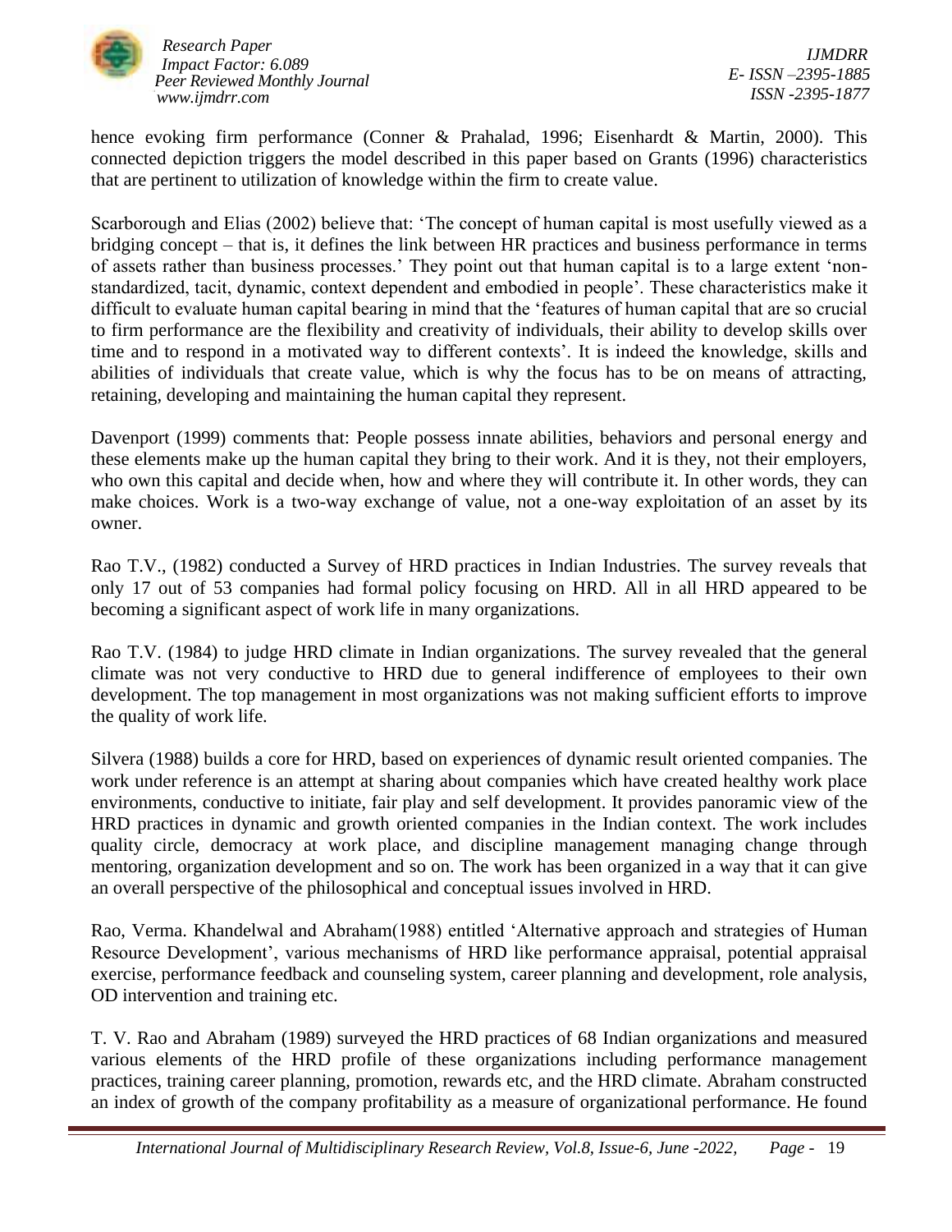hence evoking firm performance (Conner & Prahalad, 1996; Eisenhardt & Martin, 2000). This connected depiction triggers the model described in this paper based on Grants (1996) characteristics that are pertinent to utilization of knowledge within the firm to create value.

Scarborough and Elias (2002) believe that: 'The concept of human capital is most usefully viewed as a bridging concept – that is, it defines the link between HR practices and business performance in terms of assets rather than business processes.' They point out that human capital is to a large extent 'non-standardized, tacit, dynamic, context dependent and embodied in people'. These characteristics make it difficult to evaluate human capital bearing in mind that the 'features of human capital that are so crucial to firm performance are the flexibility and creativity of individuals, their ability to develop skills over time and to respond in a motivated way to different contexts'. It is indeed the knowledge, skills and abilities of individuals that create value, which is why the focus has to be on means of attracting, retaining, developing and maintaining the human capital they represent.

Davenport (1999) comments that: People possess innate abilities, behaviors and personal energy and these elements make up the human capital they bring to their work. And it is they, not their employers, who own this capital and decide when, how and where they will contribute it. In other words, they can make choices. Work is a two-way exchange of value, not a one-way exploitation of an asset by its owner.

Rao T.V., (1982) conducted a Survey of HRD practices in Indian Industries. The survey reveals that only 17 out of 53 companies had formal policy focusing on HRD. All in all HRD appeared to be becoming a significant aspect of work life in many organizations.

Rao T.V. (1984) to judge HRD climate in Indian organizations. The survey revealed that the general climate was not very conductive to HRD due to general indifference of employees to their own development. The top management in most organizations was not making sufficient efforts to improve the quality of work life.

Silvera (1988) builds a core for HRD, based on experiences of dynamic result oriented companies. The work under reference is an attempt at sharing about companies which have created healthy work place environments, conductive to initiate, fair play and self development. It provides panoramic view of the HRD practices in dynamic and growth oriented companies in the Indian context. The work includes quality circle, democracy at work place, and discipline management managing change through mentoring, organization development and so on. The work has been organized in a way that it can give an overall perspective of the philosophical and conceptual issues involved in HRD.

Rao, Verma. Khandelwal and Abraham(1988) entitled 'Alternative approach and strategies of Human Resource Development', various mechanisms of HRD like performance appraisal, potential appraisal exercise, performance feedback and counseling system, career planning and development, role analysis, OD intervention and training etc.

T. V. Rao and Abraham (1989) surveyed the HRD practices of 68 Indian organizations and measured various elements of the HRD profile of these organizations including performance management practices, training career planning, promotion, rewards etc, and the HRD climate. Abraham constructed an index of growth of the company profitability as a measure of organizational performance. He found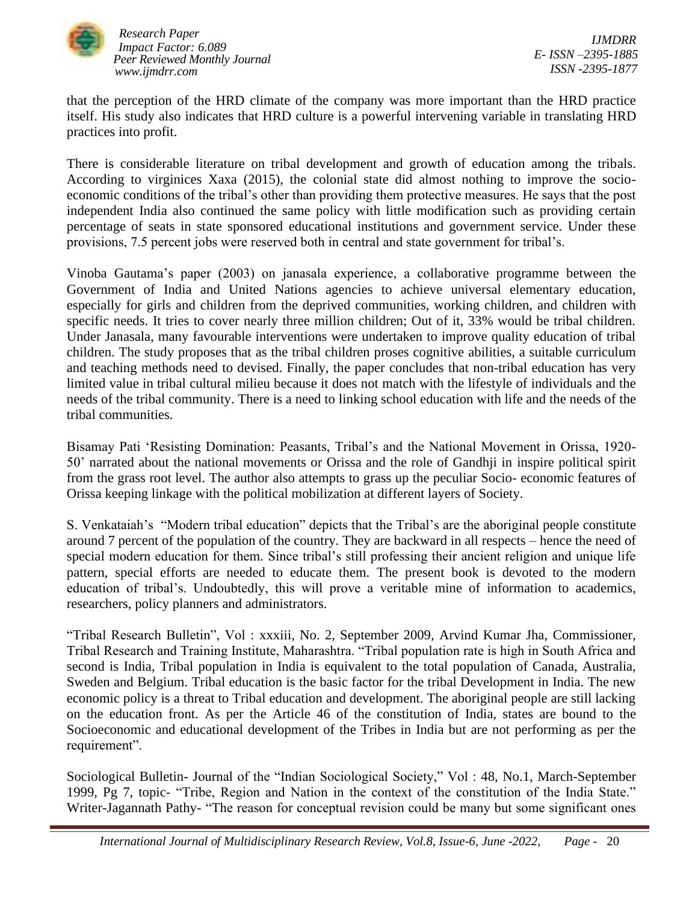that the perception of the HRD climate of the company was more important than the HRD practice itself. His study also indicates that HRD culture is a powerful intervening variable in translating HRD practices into profit.

There is considerable literature on tribal development and growth of education among the tribals. According to virginices Xaxa (2015), the colonial state did almost nothing to improve the socio-economic conditions of the tribal's other than providing them protective measures. He says that the post independent India also continued the same policy with little modification such as providing certain percentage of seats in state sponsored educational institutions and government service. Under these provisions, 7.5 percent jobs were reserved both in central and state government for tribal's.

Vinoba Gautama's paper (2003) on janasala experience, a collaborative programme between the Government of India and United Nations agencies to achieve universal elementary education, especially for girls and children from the deprived communities, working children, and children with specific needs. It tries to cover nearly three million children; Out of it, 33% would be tribal children. Under Janasala, many favourable interventions were undertaken to improve quality education of tribal children. The study proposes that as the tribal children proses cognitive abilities, a suitable curriculum and teaching methods need to devised. Finally, the paper concludes that non-tribal education has very limited value in tribal cultural milieu because it does not match with the lifestyle of individuals and the needs of the tribal community. There is a need to linking school education with life and the needs of the tribal communities.

Bisamay Pati 'Resisting Domination: Peasants, Tribal's and the National Movement in Orissa, 1920-50' narrated about the national movements or Orissa and the role of Gandhji in inspire political spirit from the grass root level. The author also attempts to grass up the peculiar Socio- economic features of Orissa keeping linkage with the political mobilization at different layers of Society.

S. Venkataiah's "Modern tribal education" depicts that the Tribal's are the aboriginal people constitute around 7 percent of the population of the country. They are backward in all respects – hence the need of special modern education for them. Since tribal's still professing their ancient religion and unique life pattern, special efforts are needed to educate them. The present book is devoted to the modern education of tribal's. Undoubtedly, this will prove a veritable mine of information to academics, researchers, policy planners and administrators.

"Tribal Research Bulletin", Vol : xxxiii, No. 2, September 2009, Arvind Kumar Jha, Commissioner, Tribal Research and Training Institute, Maharashtra. "Tribal population rate is high in South Africa and second is India, Tribal population in India is equivalent to the total population of Canada, Australia, Sweden and Belgium. Tribal education is the basic factor for the tribal Development in India. The new economic policy is a threat to Tribal education and development. The aboriginal people are still lacking on the education front. As per the Article 46 of the constitution of India, states are bound to the Socioeconomic and educational development of the Tribes in India but are not performing as per the requirement".

Sociological Bulletin- Journal of the "Indian Sociological Society," Vol : 48, No.1, March-September 1999, Pg 7, topic- "Tribe, Region and Nation in the context of the constitution of the India State." Writer-Jagannath Pathy- "The reason for conceptual revision could be many but some significant ones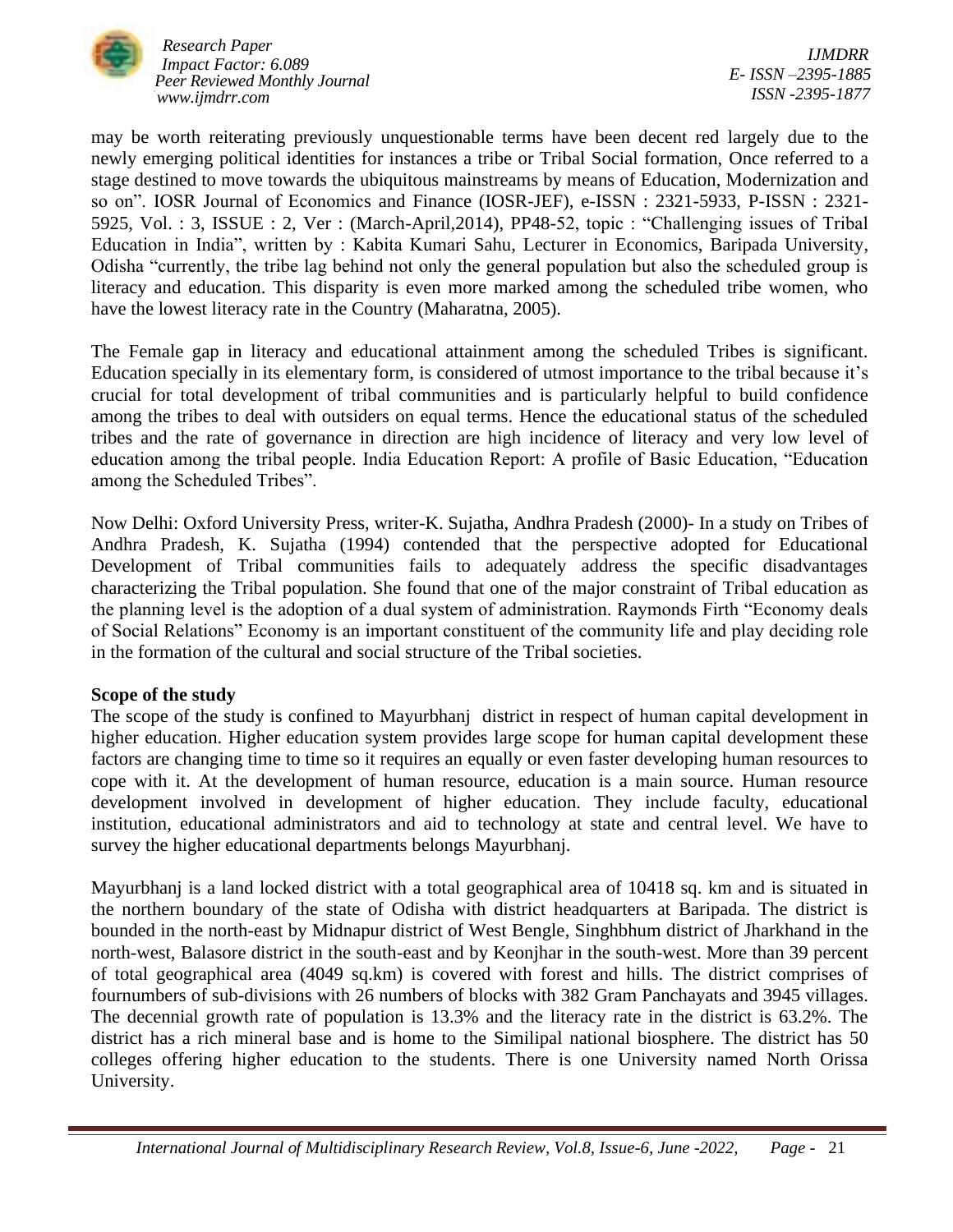may be worth reiterating previously unquestionable terms have been decent red largely due to the newly emerging political identities for instances a tribe or Tribal Social formation, Once referred to a stage destined to move towards the ubiquitous mainstreams by means of Education, Modernization and so on". IOSR Journal of Economics and Finance (IOSR-JEF), e-ISSN : 2321-5933, P-ISSN : 2321-5925, Vol. : 3, ISSUE : 2, Ver : (March-April,2014), PP48-52, topic : "Challenging issues of Tribal Education in India", written by : Kabita Kumari Sahu, Lecturer in Economics, Baripada University, Odisha "currently, the tribe lag behind not only the general population but also the scheduled group is literacy and education. This disparity is even more marked among the scheduled tribe women, who have the lowest literacy rate in the Country (Maharatna, 2005).

The Female gap in literacy and educational attainment among the scheduled Tribes is significant. Education specially in its elementary form, is considered of utmost importance to the tribal because it's crucial for total development of tribal communities and is particularly helpful to build confidence among the tribes to deal with outsiders on equal terms. Hence the educational status of the scheduled tribes and the rate of governance in direction are high incidence of literacy and very low level of education among the tribal people. India Education Report: A profile of Basic Education, "Education among the Scheduled Tribes".

Now Delhi: Oxford University Press, writer-K. Sujatha, Andhra Pradesh (2000)- In a study on Tribes of Andhra Pradesh, K. Sujatha (1994) contended that the perspective adopted for Educational Development of Tribal communities fails to adequately address the specific disadvantages characterizing the Tribal population. She found that one of the major constraint of Tribal education as the planning level is the adoption of a dual system of administration. Raymonds Firth "Economy deals of Social Relations" Economy is an important constituent of the community life and play deciding role in the formation of the cultural and social structure of the Tribal societies.

**Scope of the study**

The scope of the study is confined to Mayurbhanj district in respect of human capital development in higher education. Higher education system provides large scope for human capital development these factors are changing time to time so it requires an equally or even faster developing human resources to cope with it. At the development of human resource, education is a main source. Human resource development involved in development of higher education. They include faculty, educational institution, educational administrators and aid to technology at state and central level. We have to survey the higher educational departments belongs Mayurbhanj.

Mayurbhanj is a land locked district with a total geographical area of 10418 sq. km and is situated in the northern boundary of the state of Odisha with district headquarters at Baripada. The district is bounded in the north-east by Midnapur district of West Bengle, Singhbhum district of Jharkhand in the north-west, Balasore district in the south-east and by Keonjhar in the south-west. More than 39 percent of total geographical area (4049 sq.km) is covered with forest and hills. The district comprises of fournumbers of sub-divisions with 26 numbers of blocks with 382 Gram Panchayats and 3945 villages. The decennial growth rate of population is 13.3% and the literacy rate in the district is 63.2%. The district has a rich mineral base and is home to the Similipal national biosphere. The district has 50 colleges offering higher education to the students. There is one University named North Orissa University.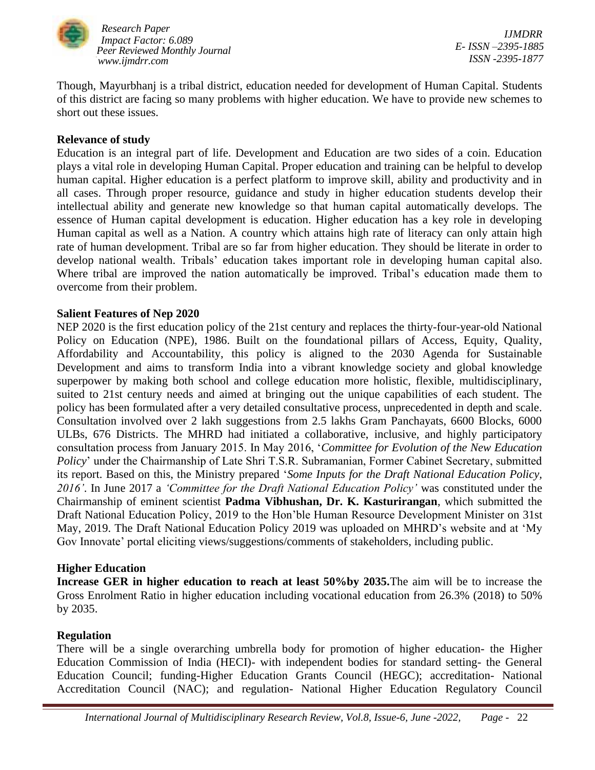Though, Mayurbhanj is a tribal district, education needed for development of Human Capital. Students of this district are facing so many problems with higher education. We have to provide new schemes to short out these issues.

**Relevance of study**

Education is an integral part of life. Development and Education are two sides of a coin. Education plays a vital role in developing Human Capital. Proper education and training can be helpful to develop human capital. Higher education is a perfect platform to improve skill, ability and productivity and in all cases. Through proper resource, guidance and study in higher education students develop their intellectual ability and generate new knowledge so that human capital automatically develops. The essence of Human capital development is education. Higher education has a key role in developing Human capital as well as a Nation. A country which attains high rate of literacy can only attain high rate of human development. Tribal are so far from higher education. They should be literate in order to develop national wealth. Tribals' education takes important role in developing human capital also. Where tribal are improved the nation automatically be improved. Tribal's education made them to overcome from their problem.

**Salient Features of Nep 2020**

NEP 2020 is the first education policy of the 21st century and replaces the thirty-four-year-old National Policy on Education (NPE), 1986. Built on the foundational pillars of Access, Equity, Quality, Affordability and Accountability, this policy is aligned to the 2030 Agenda for Sustainable Development and aims to transform India into a vibrant knowledge society and global knowledge superpower by making both school and college education more holistic, flexible, multidisciplinary, suited to 21st century needs and aimed at bringing out the unique capabilities of each student. The policy has been formulated after a very detailed consultative process, unprecedented in depth and scale. Consultation involved over 2 lakh suggestions from 2.5 lakhs Gram Panchayats, 6600 Blocks, 6000 ULBs, 676 Districts. The MHRD had initiated a collaborative, inclusive, and highly participatory consultation process from January 2015. In May 2016, '*Committee for Evolution of the New Education Policy*' under the Chairmanship of Late Shri T.S.R. Subramanian, Former Cabinet Secretary, submitted its report. Based on this, the Ministry prepared '*Some Inputs for the Draft National Education Policy, 2016'*. In June 2017 a *'Committee for the Draft National Education Policy'* was constituted under the Chairmanship of eminent scientist **Padma Vibhushan, Dr. K. Kasturirangan**, which submitted the Draft National Education Policy, 2019 to the Hon'ble Human Resource Development Minister on 31st May, 2019. The Draft National Education Policy 2019 was uploaded on MHRD's website and at 'My Gov Innovate' portal eliciting views/suggestions/comments of stakeholders, including public.

**Higher Education**

**Increase GER in higher education to reach at least 50%by 2035.**The aim will be to increase the Gross Enrolment Ratio in higher education including vocational education from 26.3% (2018) to 50% by 2035.

**Regulation**

There will be a single overarching umbrella body for promotion of higher education- the Higher Education Commission of India (HECI)- with independent bodies for standard setting- the General Education Council; funding-Higher Education Grants Council (HEGC); accreditation- National Accreditation Council (NAC); and regulation- National Higher Education Regulatory Council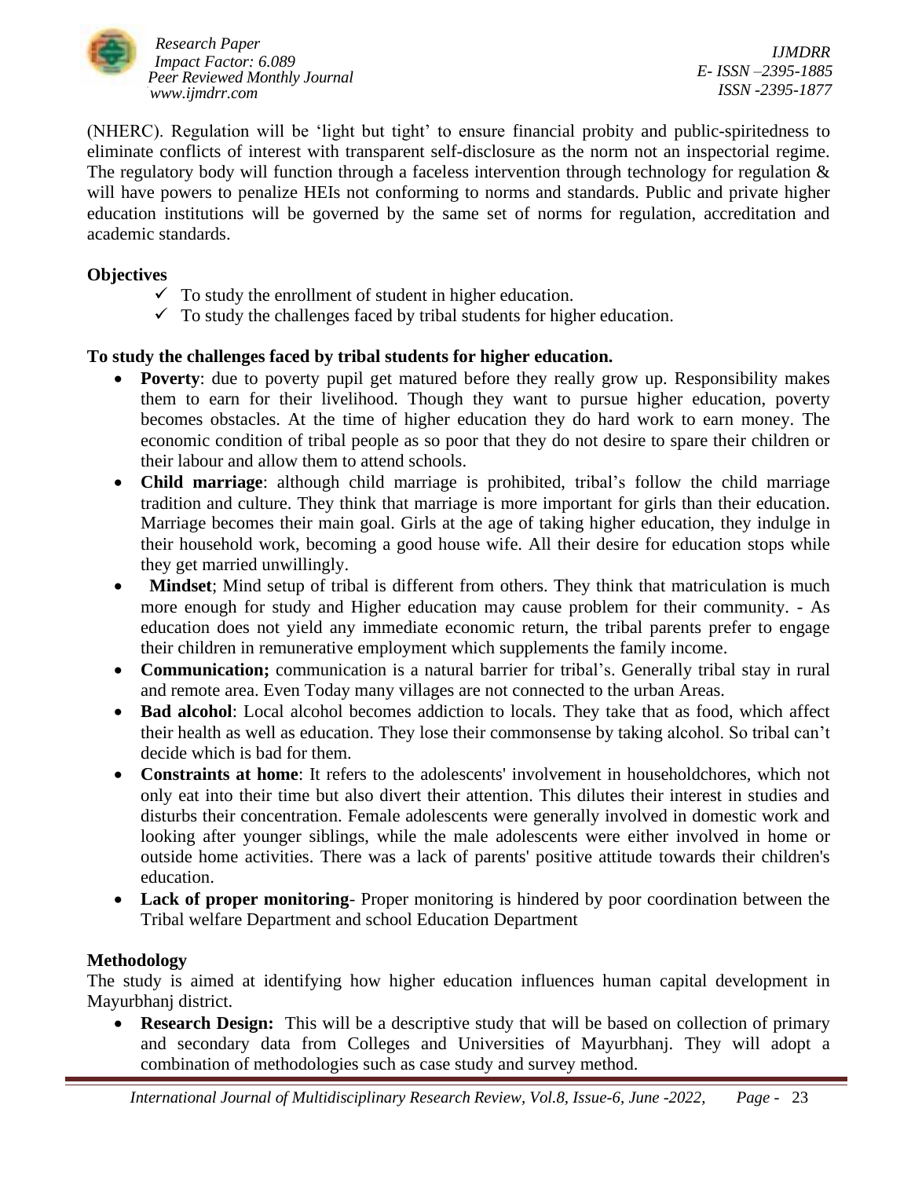(NHERC). Regulation will be 'light but tight' to ensure financial probity and public-spiritedness to eliminate conflicts of interest with transparent self-disclosure as the norm not an inspectorial regime. The regulatory body will function through a faceless intervention through technology for regulation & will have powers to penalize HEIs not conforming to norms and standards. Public and private higher education institutions will be governed by the same set of norms for regulation, accreditation and academic standards.

**Objectives**

- ✓ To study the enrollment of student in higher education.
- ✓ To study the challenges faced by tribal students for higher education.

**To study the challenges faced by tribal students for higher education.**

- **Poverty**: due to poverty pupil get matured before they really grow up. Responsibility makes them to earn for their livelihood. Though they want to pursue higher education, poverty becomes obstacles. At the time of higher education they do hard work to earn money. The economic condition of tribal people as so poor that they do not desire to spare their children or their labour and allow them to attend schools.
- **Child marriage**: although child marriage is prohibited, tribal's follow the child marriage tradition and culture. They think that marriage is more important for girls than their education. Marriage becomes their main goal. Girls at the age of taking higher education, they indulge in their household work, becoming a good house wife. All their desire for education stops while they get married unwillingly.
- **Mindset**; Mind setup of tribal is different from others. They think that matriculation is much more enough for study and Higher education may cause problem for their community. - As education does not yield any immediate economic return, the tribal parents prefer to engage their children in remunerative employment which supplements the family income.
- **Communication;** communication is a natural barrier for tribal's. Generally tribal stay in rural and remote area. Even Today many villages are not connected to the urban Areas.
- **Bad alcohol**: Local alcohol becomes addiction to locals. They take that as food, which affect their health as well as education. They lose their commonsense by taking alcohol. So tribal can't decide which is bad for them.
- **Constraints at home**: It refers to the adolescents' involvement in householdchores, which not only eat into their time but also divert their attention. This dilutes their interest in studies and disturbs their concentration. Female adolescents were generally involved in domestic work and looking after younger siblings, while the male adolescents were either involved in home or outside home activities. There was a lack of parents' positive attitude towards their children's education.
- **Lack of proper monitoring**- Proper monitoring is hindered by poor coordination between the Tribal welfare Department and school Education Department

**Methodology**

The study is aimed at identifying how higher education influences human capital development in Mayurbhanj district.

- **Research Design:** This will be a descriptive study that will be based on collection of primary and secondary data from Colleges and Universities of Mayurbhanj. They will adopt a combination of methodologies such as case study and survey method.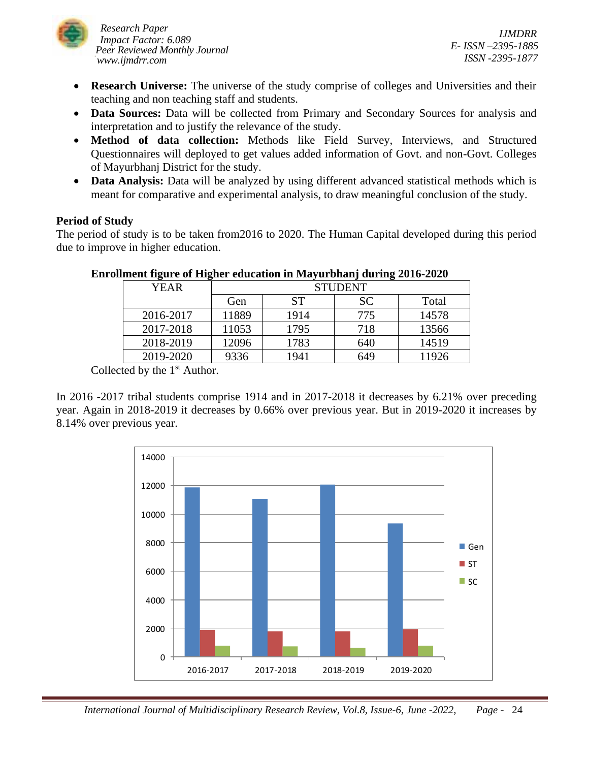- **Research Universe:** The universe of the study comprise of colleges and Universities and their teaching and non teaching staff and students.
- **Data Sources:** Data will be collected from Primary and Secondary Sources for analysis and interpretation and to justify the relevance of the study.
- **Method of data collection:** Methods like Field Survey, Interviews, and Structured Questionnaires will deployed to get values added information of Govt. and non-Govt. Colleges of Mayurbhanj District for the study.
- **Data Analysis:** Data will be analyzed by using different advanced statistical methods which is meant for comparative and experimental analysis, to draw meaningful conclusion of the study.

**Period of Study**

The period of study is to be taken from2016 to 2020. The Human Capital developed during this period due to improve in higher education.

**Enrollment figure of Higher education in Mayurbhanj during 2016-2020**

| YEAR | STUDENT | | | |
|---|---|---|---|---|
| | Gen | ST | SC | Total |
| 2016-2017 | 11889 | 1914 | 775 | 14578 |
| 2017-2018 | 11053 | 1795 | 718 | 13566 |
| 2018-2019 | 12096 | 1783 | 640 | 14519 |
| 2019-2020 | 9336 | 1941 | 649 | 11926 |

Collected by the 1st Author.

In 2016 -2017 tribal students comprise 1914 and in 2017-2018 it decreases by 6.21% over preceding year. Again in 2018-2019 it decreases by 0.66% over previous year. But in 2019-2020 it increases by 8.14% over previous year.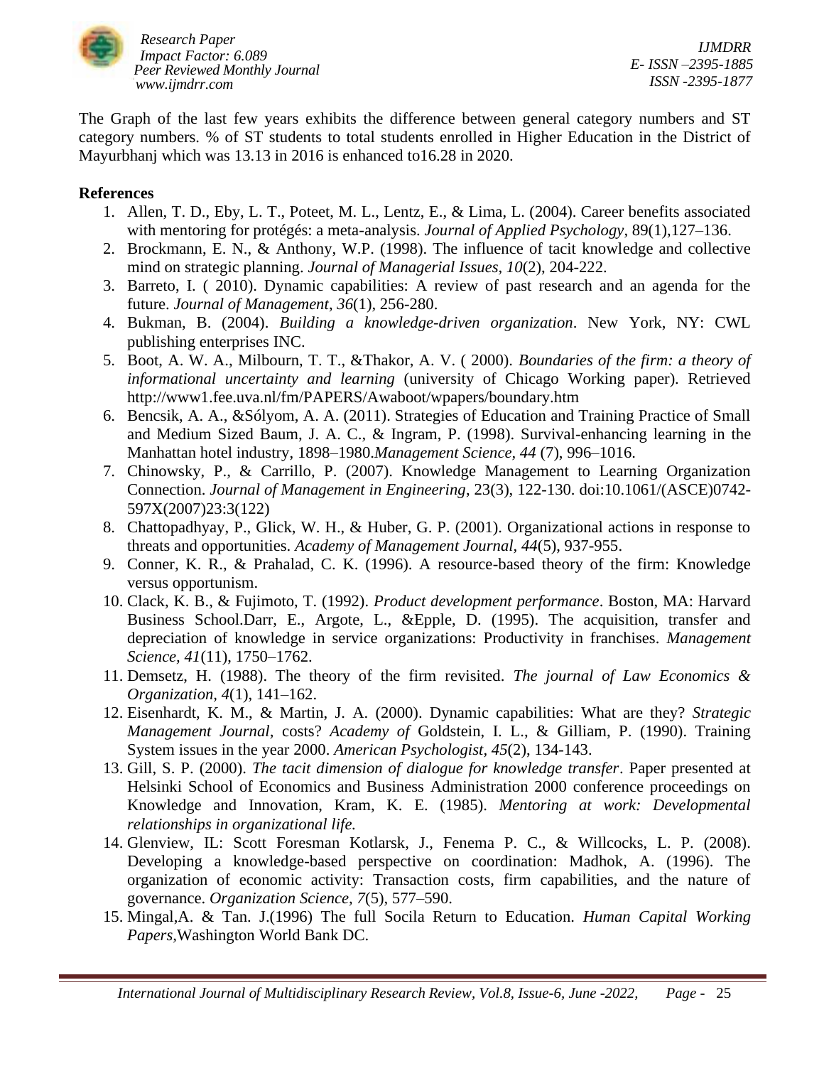The Graph of the last few years exhibits the difference between general category numbers and ST category numbers. % of ST students to total students enrolled in Higher Education in the District of Mayurbhanj which was 13.13 in 2016 is enhanced to16.28 in 2020.

**References**

1. Allen, T. D., Eby, L. T., Poteet, M. L., Lentz, E., & Lima, L. (2004). Career benefits associated with mentoring for protégés: a meta-analysis. *Journal of Applied Psychology*, 89(1),127–136.
2. Brockmann, E. N., & Anthony, W.P. (1998). The influence of tacit knowledge and collective mind on strategic planning. *Journal of Managerial Issues, 10*(2), 204-222.
3. Barreto, I. ( 2010). Dynamic capabilities: A review of past research and an agenda for the future. *Journal of Management, 36*(1), 256-280.
4. Bukman, B. (2004). *Building a knowledge-driven organization*. New York, NY: CWL publishing enterprises INC.
5. Boot, A. W. A., Milbourn, T. T., &Thakor, A. V. ( 2000). *Boundaries of the firm: a theory of informational uncertainty and learning* (university of Chicago Working paper). Retrieved http://www1.fee.uva.nl/fm/PAPERS/Awaboot/wpapers/boundary.htm
6. Bencsik, A. A., &Sólyom, A. A. (2011). Strategies of Education and Training Practice of Small and Medium Sized Baum, J. A. C., & Ingram, P. (1998). Survival-enhancing learning in the Manhattan hotel industry, 1898–1980.*Management Science, 44* (7), 996–1016.
7. Chinowsky, P., & Carrillo, P. (2007). Knowledge Management to Learning Organization Connection. *Journal of Management in Engineering*, 23(3), 122-130. doi:10.1061/(ASCE)0742-597X(2007)23:3(122)
8. Chattopadhyay, P., Glick, W. H., & Huber, G. P. (2001). Organizational actions in response to threats and opportunities. *Academy of Management Journal, 44*(5), 937-955.
9. Conner, K. R., & Prahalad, C. K. (1996). A resource-based theory of the firm: Knowledge versus opportunism.
10. Clack, K. B., & Fujimoto, T. (1992). *Product development performance*. Boston, MA: Harvard Business School.Darr, E., Argote, L., &Epple, D. (1995). The acquisition, transfer and depreciation of knowledge in service organizations: Productivity in franchises. *Management Science, 41*(11), 1750–1762.
11. Demsetz, H. (1988). The theory of the firm revisited. *The journal of Law Economics & Organization, 4*(1), 141–162.
12. Eisenhardt, K. M., & Martin, J. A. (2000). Dynamic capabilities: What are they? *Strategic Management Journal,* costs? *Academy of* Goldstein, I. L., & Gilliam, P. (1990). Training System issues in the year 2000. *American Psychologist, 45*(2), 134-143.
13. Gill, S. P. (2000). *The tacit dimension of dialogue for knowledge transfer*. Paper presented at Helsinki School of Economics and Business Administration 2000 conference proceedings on Knowledge and Innovation, Kram, K. E. (1985). *Mentoring at work: Developmental relationships in organizational life.*
14. Glenview, IL: Scott Foresman Kotlarsk, J., Fenema P. C., & Willcocks, L. P. (2008). Developing a knowledge-based perspective on coordination: Madhok, A. (1996). The organization of economic activity: Transaction costs, firm capabilities, and the nature of governance. *Organization Science, 7*(5), 577–590.
15. Mingal,A. & Tan. J.(1996) The full Socila Return to Education. *Human Capital Working Papers,*Washington World Bank DC.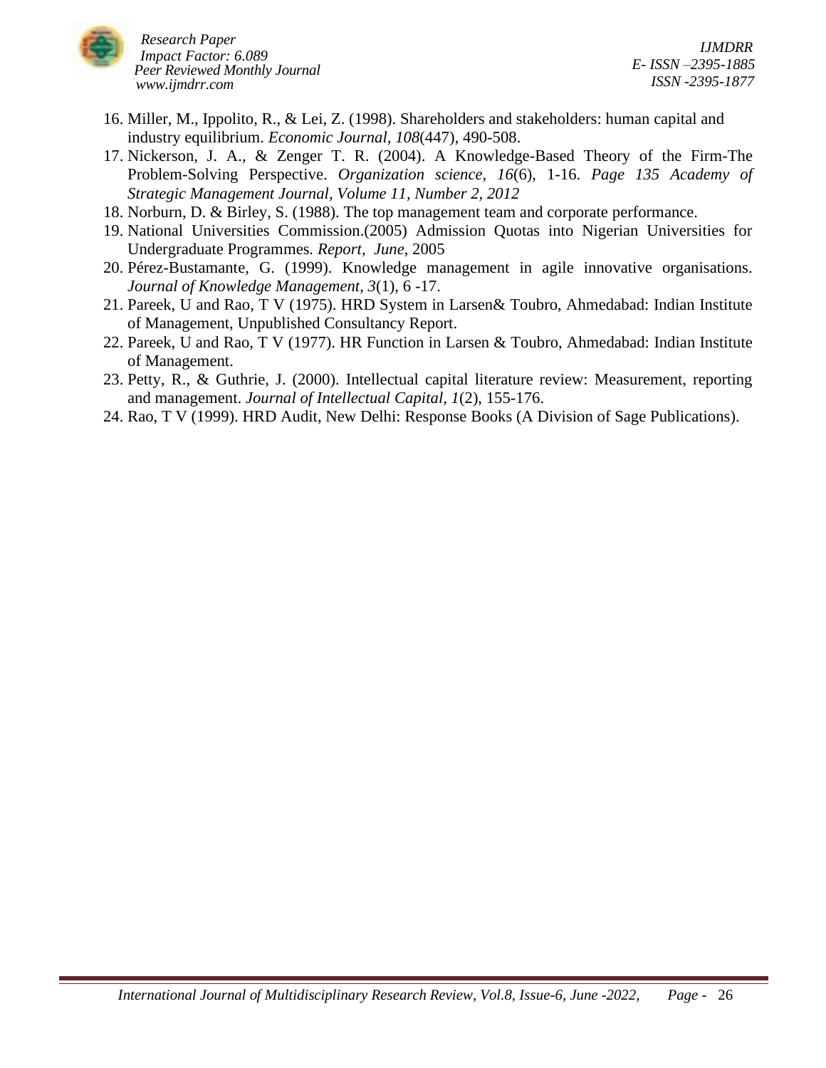16. Miller, M., Ippolito, R., & Lei, Z. (1998). Shareholders and stakeholders: human capital and industry equilibrium. *Economic Journal, 108*(447), 490-508.
17. Nickerson, J. A., & Zenger T. R. (2004). A Knowledge-Based Theory of the Firm-The Problem-Solving Perspective. *Organization science, 16*(6), 1-16. *Page 135 Academy of Strategic Management Journal, Volume 11, Number 2, 2012*
18. Norburn, D. & Birley, S. (1988). The top management team and corporate performance.
19. National Universities Commission.(2005) Admission Quotas into Nigerian Universities for Undergraduate Programmes. *Report, June*, 2005
20. Pérez-Bustamante, G. (1999). Knowledge management in agile innovative organisations. *Journal of Knowledge Management, 3*(1), 6 -17.
21. Pareek, U and Rao, T V (1975). HRD System in Larsen& Toubro, Ahmedabad: Indian Institute of Management, Unpublished Consultancy Report.
22. Pareek, U and Rao, T V (1977). HR Function in Larsen & Toubro, Ahmedabad: Indian Institute of Management.
23. Petty, R., & Guthrie, J. (2000). Intellectual capital literature review: Measurement, reporting and management. *Journal of Intellectual Capital, 1*(2), 155-176.
24. Rao, T V (1999). HRD Audit, New Delhi: Response Books (A Division of Sage Publications).